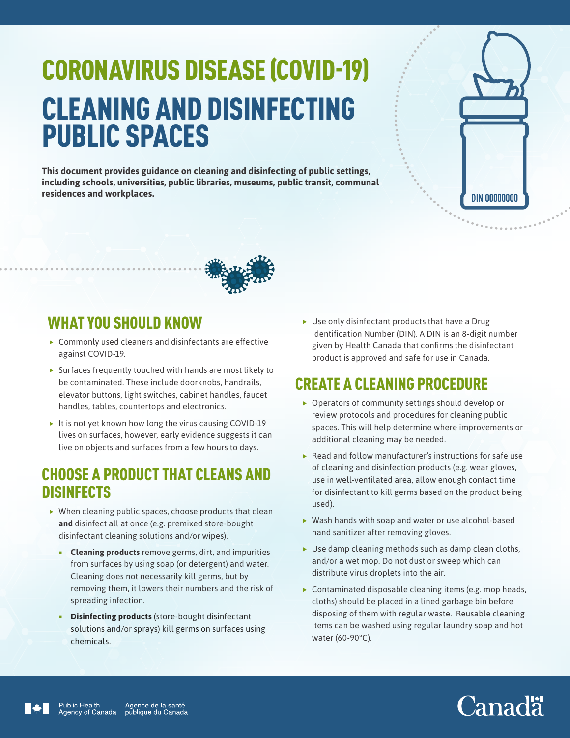# CORONAVIRUS DISEASE (COVID-19)

# CLEANING AND DISINFECTING PUBLIC SPACES

**This document provides guidance on cleaning and disinfecting of public settings, including schools, universities, public libraries, museums, public transit, communal residences and workplaces.**

DIN 00000000

## WHAT YOU SHOULD KNOW

- Commonly used cleaners and disinfectants are effective against COVID-19.
- Surfaces frequently touched with hands are most likely to be contaminated. These include doorknobs, handrails, elevator buttons, light switches, cabinet handles, faucet handles, tables, countertops and electronics.
- It is not yet known how long the virus causing COVID-19 lives on surfaces, however, early evidence suggests it can live on objects and surfaces from a few hours to days.

## CHOOSE A PRODUCT THAT CLEANS AND DISINFECTS

- When cleaning public spaces, choose products that clean **and** disinfect all at once (e.g. premixed store-bought disinfectant cleaning solutions and/or wipes).
  - **Cleaning products** remove germs, dirt, and impurities from surfaces by using soap (or detergent) and water. Cleaning does not necessarily kill germs, but by removing them, it lowers their numbers and the risk of spreading infection.
  - **Disinfecting products** (store-bought disinfectant solutions and/or sprays) kill germs on surfaces using chemicals.
- Use only disinfectant products that have a Drug Identification Number (DIN). A DIN is an 8-digit number given by Health Canada that confirms the disinfectant product is approved and safe for use in Canada.

## CREATE A CLEANING PROCEDURE

- Operators of community settings should develop or review protocols and procedures for cleaning public spaces. This will help determine where improvements or additional cleaning may be needed.
- Read and follow manufacturer's instructions for safe use of cleaning and disinfection products (e.g. wear gloves, use in well-ventilated area, allow enough contact time for disinfectant to kill germs based on the product being used).
- Wash hands with soap and water or use alcohol-based hand sanitizer after removing gloves.
- Use damp cleaning methods such as damp clean cloths, and/or a wet mop. Do not dust or sweep which can distribute virus droplets into the air.
- Contaminated disposable cleaning items (e.g. mop heads, cloths) should be placed in a lined garbage bin before disposing of them with regular waste. Reusable cleaning items can be washed using regular laundry soap and hot water (60-90°C).

Public Health Agency of Canada | Agence de la santé publique du Canada

Canada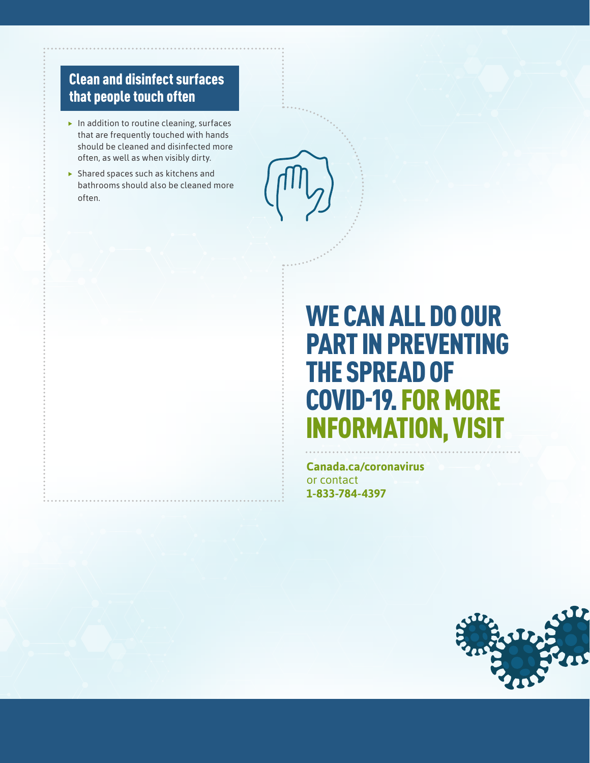## Clean and disinfect surfaces that people touch often

- In addition to routine cleaning, surfaces that are frequently touched with hands should be cleaned and disinfected more often, as well as when visibly dirty.
- Shared spaces such as kitchens and bathrooms should also be cleaned more often.

# WE CAN ALL DO OUR PART IN PREVENTING THE SPREAD OF COVID-19. FOR MORE INFORMATION, VISIT

**Canada.ca/coronavirus**
or contact
**1-833-784-4397**